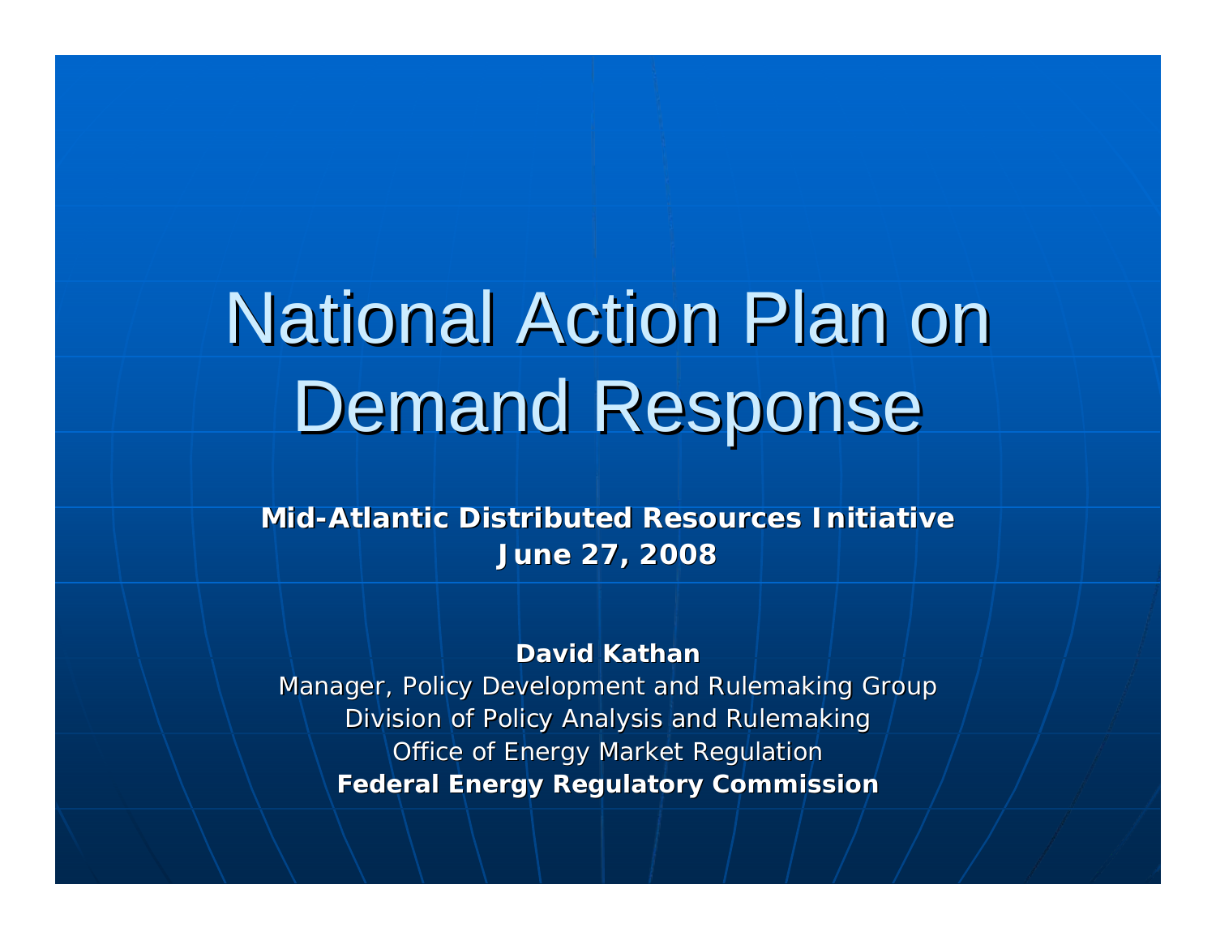# National Action Plan on Demand Response

**Mid-Atlantic Distributed Resources Initiative**
**June 27, 2008**

**David Kathan**
Manager, Policy Development and Rulemaking Group
Division of Policy Analysis and Rulemaking
Office of Energy Market Regulation
**Federal Energy Regulatory Commission**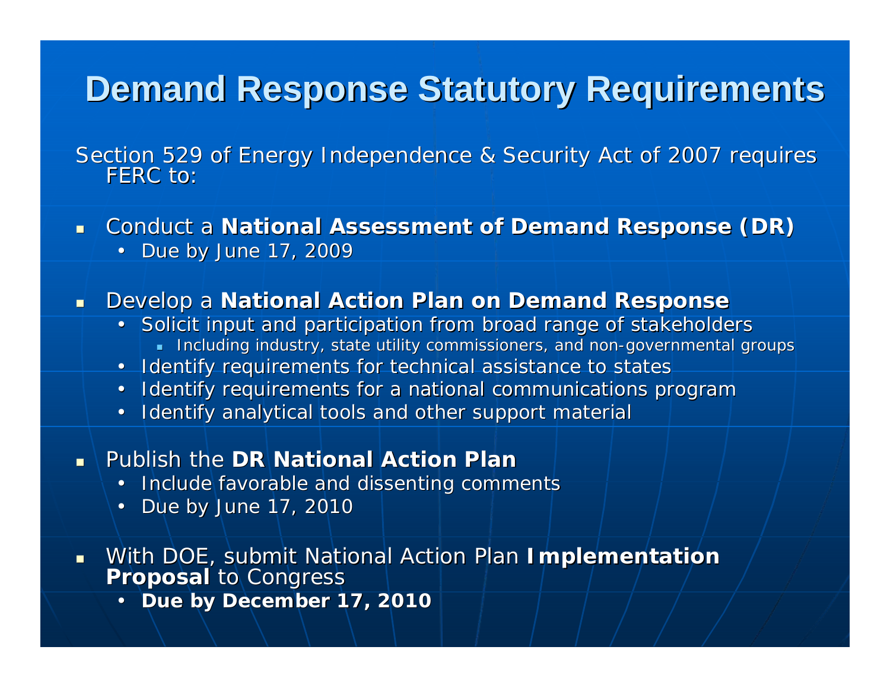# Demand Response Statutory Requirements

Section 529 of Energy Independence & Security Act of 2007 requires FERC to:

- Conduct a **National Assessment of Demand Response (DR)**
  - Due by June 17, 2009
- Develop a **National Action Plan on Demand Response**
  - Solicit input and participation from broad range of stakeholders
    - Including industry, state utility commissioners, and non-governmental groups
  - Identify requirements for technical assistance to states
  - Identify requirements for a national communications program
  - Identify analytical tools and other support material
- Publish the **DR National Action Plan**
  - Include favorable and dissenting comments
  - Due by June 17, 2010
- With DOE, submit National Action Plan **Implementation Proposal** to Congress
  - **Due by December 17, 2010**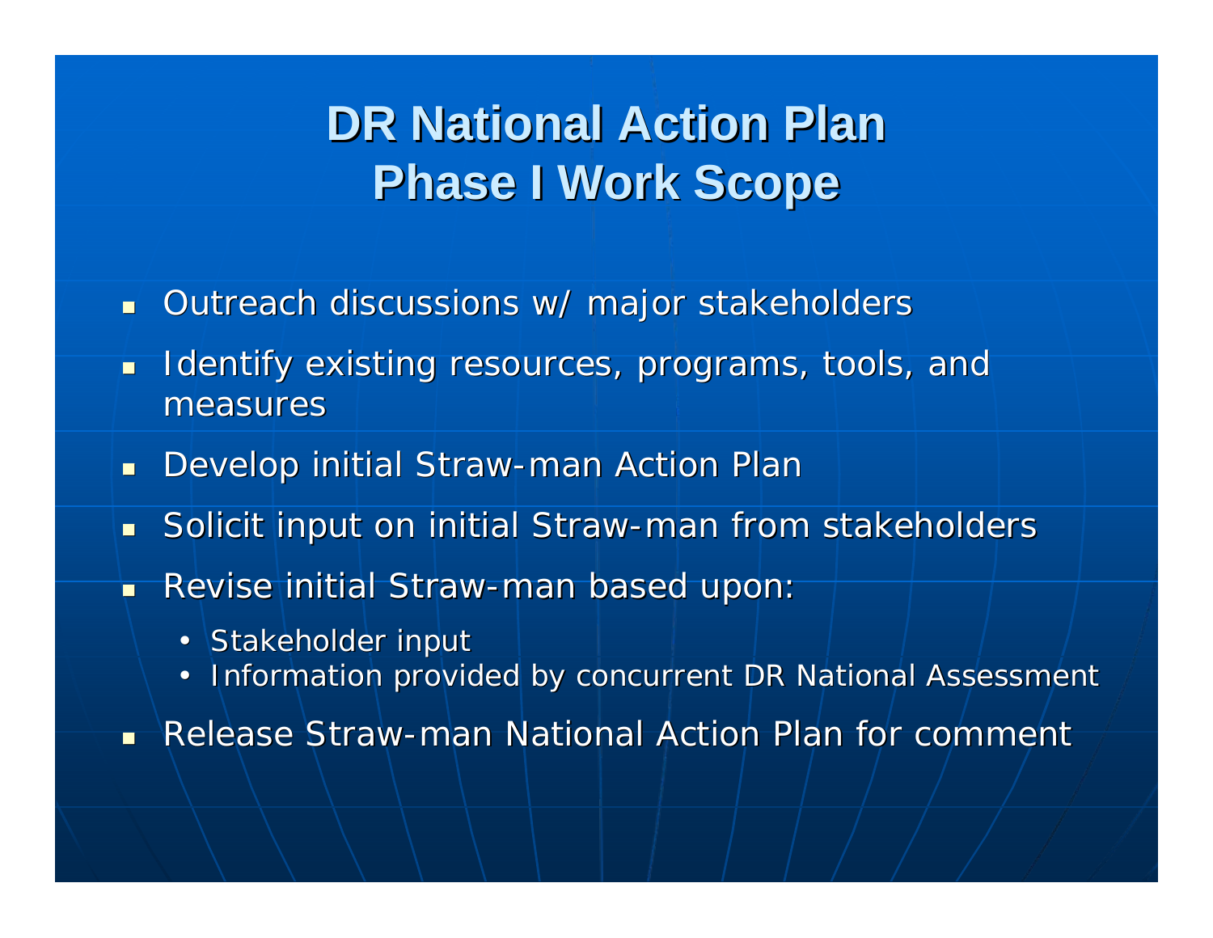# DR National Action Plan
# Phase I Work Scope

- Outreach discussions w/ major stakeholders
- Identify existing resources, programs, tools, and measures
- Develop initial Straw-man Action Plan
- Solicit input on initial Straw-man from stakeholders
- Revise initial Straw-man based upon:
  - Stakeholder input
  - Information provided by concurrent DR National Assessment
- Release Straw-man National Action Plan for comment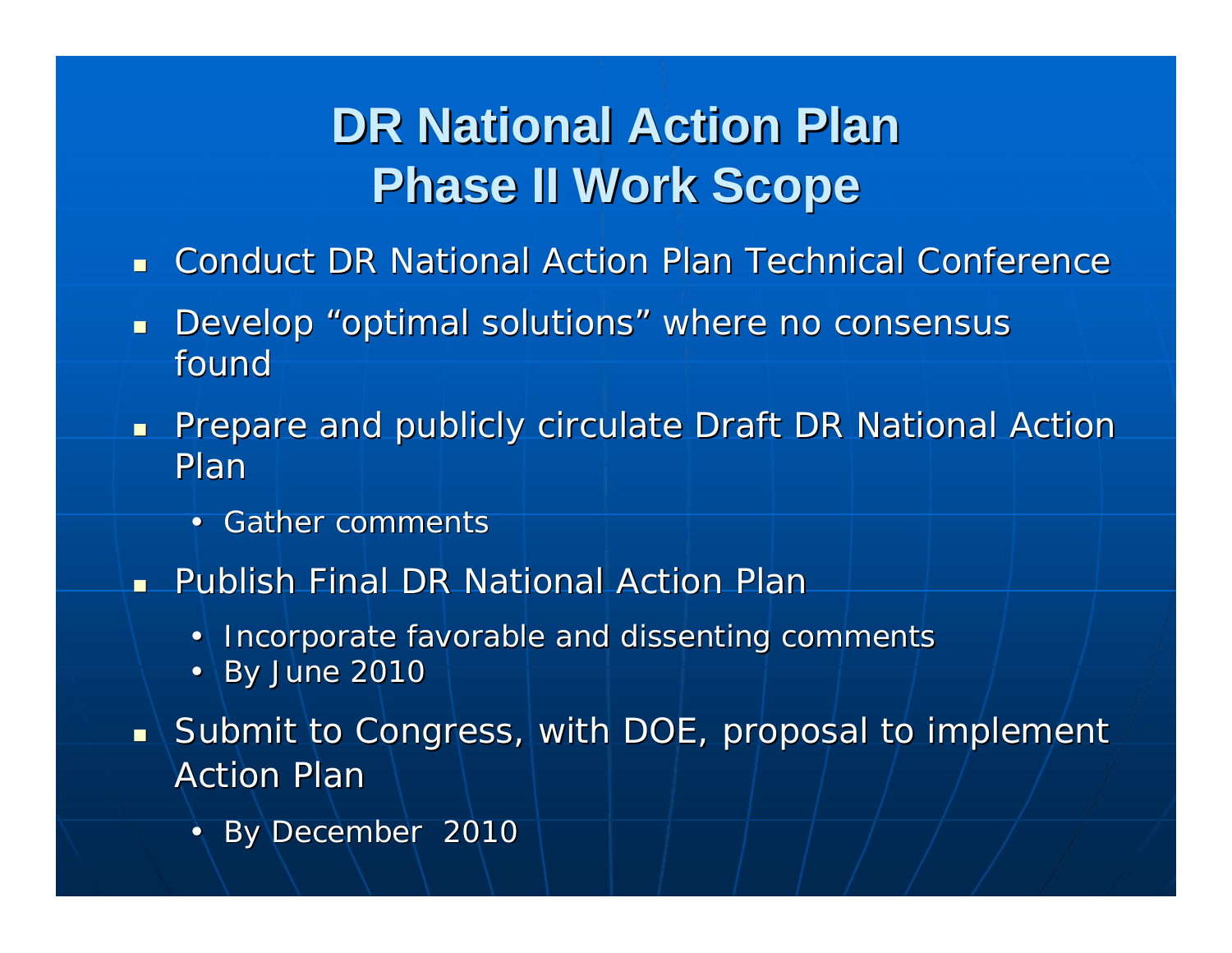# DR National Action Plan Phase II Work Scope

- Conduct DR National Action Plan Technical Conference
- Develop “optimal solutions” where no consensus found
- Prepare and publicly circulate Draft DR National Action Plan
  - Gather comments
- Publish Final DR National Action Plan
  - Incorporate favorable and dissenting comments
  - By June 2010
- Submit to Congress, with DOE, proposal to implement Action Plan
  - By December 2010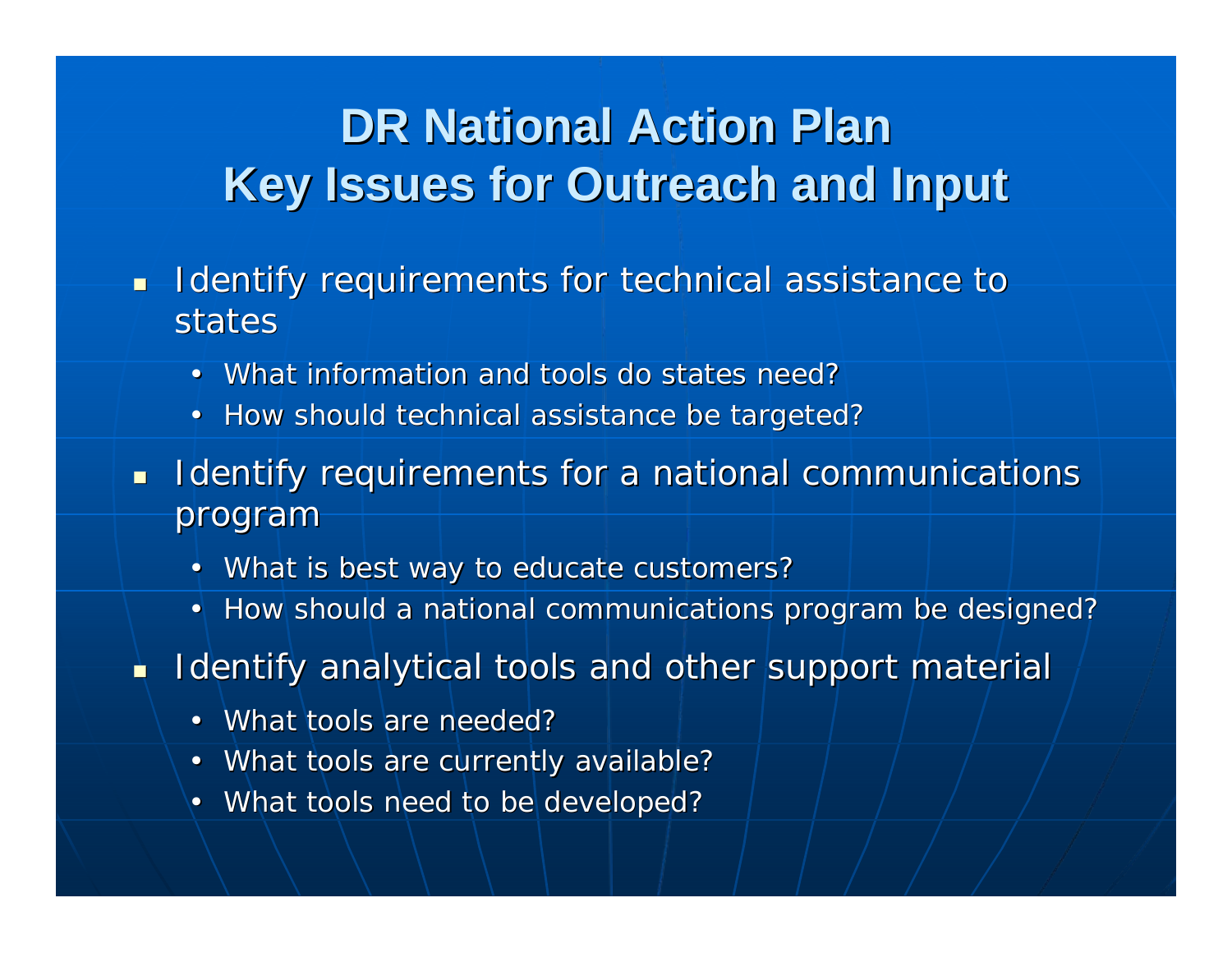# DR National Action Plan
# Key Issues for Outreach and Input

- Identify requirements for technical assistance to states
  - What information and tools do states need?
  - How should technical assistance be targeted?
- Identify requirements for a national communications program
  - What is best way to educate customers?
  - How should a national communications program be designed?
- Identify analytical tools and other support material
  - What tools are needed?
  - What tools are currently available?
  - What tools need to be developed?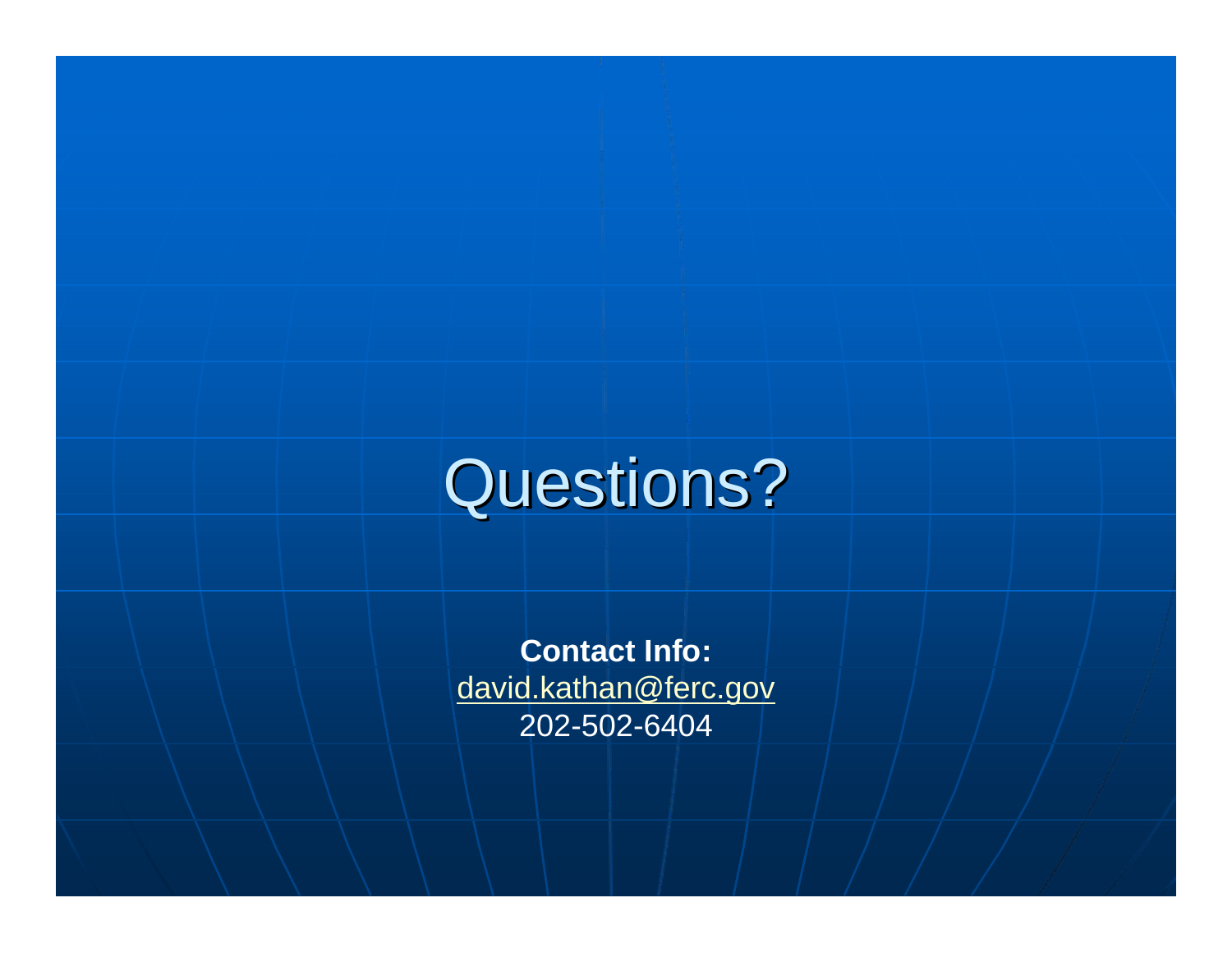# Questions?

**Contact Info:**
david.kathan@ferc.gov
202-502-6404